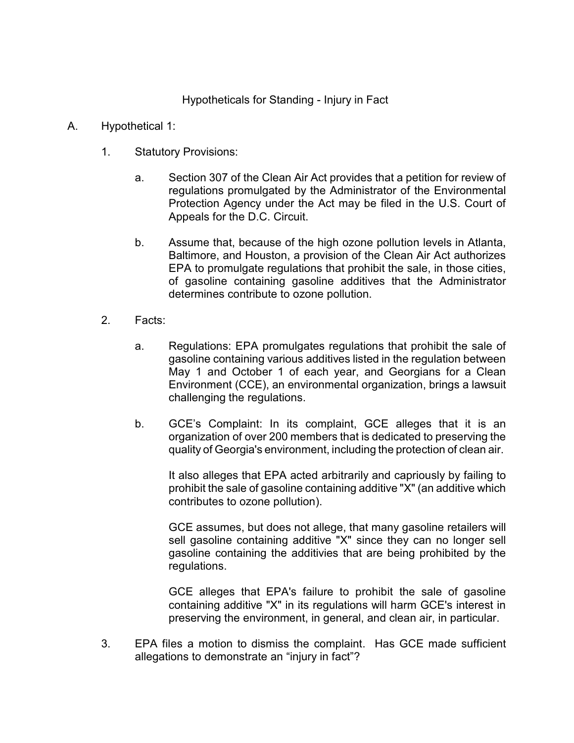# Hypotheticals for Standing - Injury in Fact

A. Hypothetical 1:

1. Statutory Provisions:

   a. Section 307 of the Clean Air Act provides that a petition for review of regulations promulgated by the Administrator of the Environmental Protection Agency under the Act may be filed in the U.S. Court of Appeals for the D.C. Circuit.

   b. Assume that, because of the high ozone pollution levels in Atlanta, Baltimore, and Houston, a provision of the Clean Air Act authorizes EPA to promulgate regulations that prohibit the sale, in those cities, of gasoline containing gasoline additives that the Administrator determines contribute to ozone pollution.

2. Facts:

   a. Regulations: EPA promulgates regulations that prohibit the sale of gasoline containing various additives listed in the regulation between May 1 and October 1 of each year, and Georgians for a Clean Environment (CCE), an environmental organization, brings a lawsuit challenging the regulations.

   b. GCE's Complaint: In its complaint, GCE alleges that it is an organization of over 200 members that is dedicated to preserving the quality of Georgia's environment, including the protection of clean air.

      It also alleges that EPA acted arbitrarily and capriously by failing to prohibit the sale of gasoline containing additive "X" (an additive which contributes to ozone pollution).

      GCE assumes, but does not allege, that many gasoline retailers will sell gasoline containing additive "X" since they can no longer sell gasoline containing the additivies that are being prohibited by the regulations.

      GCE alleges that EPA's failure to prohibit the sale of gasoline containing additive "X" in its regulations will harm GCE's interest in preserving the environment, in general, and clean air, in particular.

3. EPA files a motion to dismiss the complaint. Has GCE made sufficient allegations to demonstrate an "injury in fact"?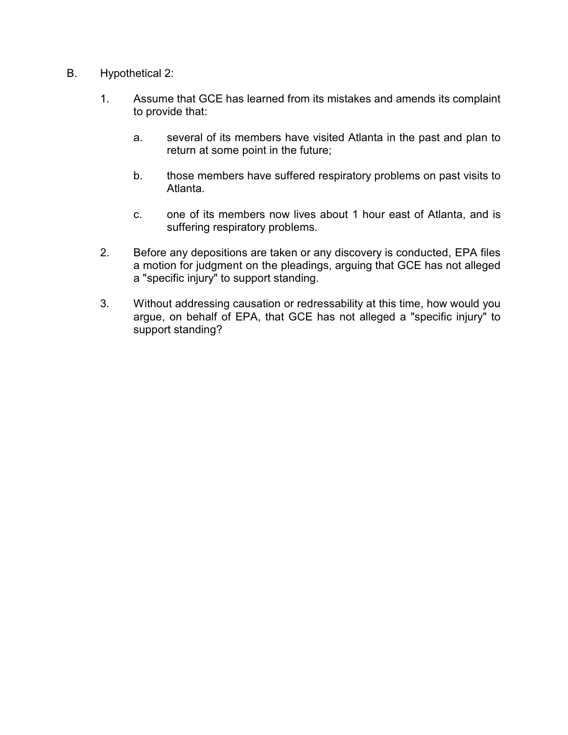B. Hypothetical 2:

1. Assume that GCE has learned from its mistakes and amends its complaint to provide that:

   a. several of its members have visited Atlanta in the past and plan to return at some point in the future;

   b. those members have suffered respiratory problems on past visits to Atlanta.

   c. one of its members now lives about 1 hour east of Atlanta, and is suffering respiratory problems.

2. Before any depositions are taken or any discovery is conducted, EPA files a motion for judgment on the pleadings, arguing that GCE has not alleged a "specific injury" to support standing.

3. Without addressing causation or redressability at this time, how would you argue, on behalf of EPA, that GCE has not alleged a "specific injury" to support standing?